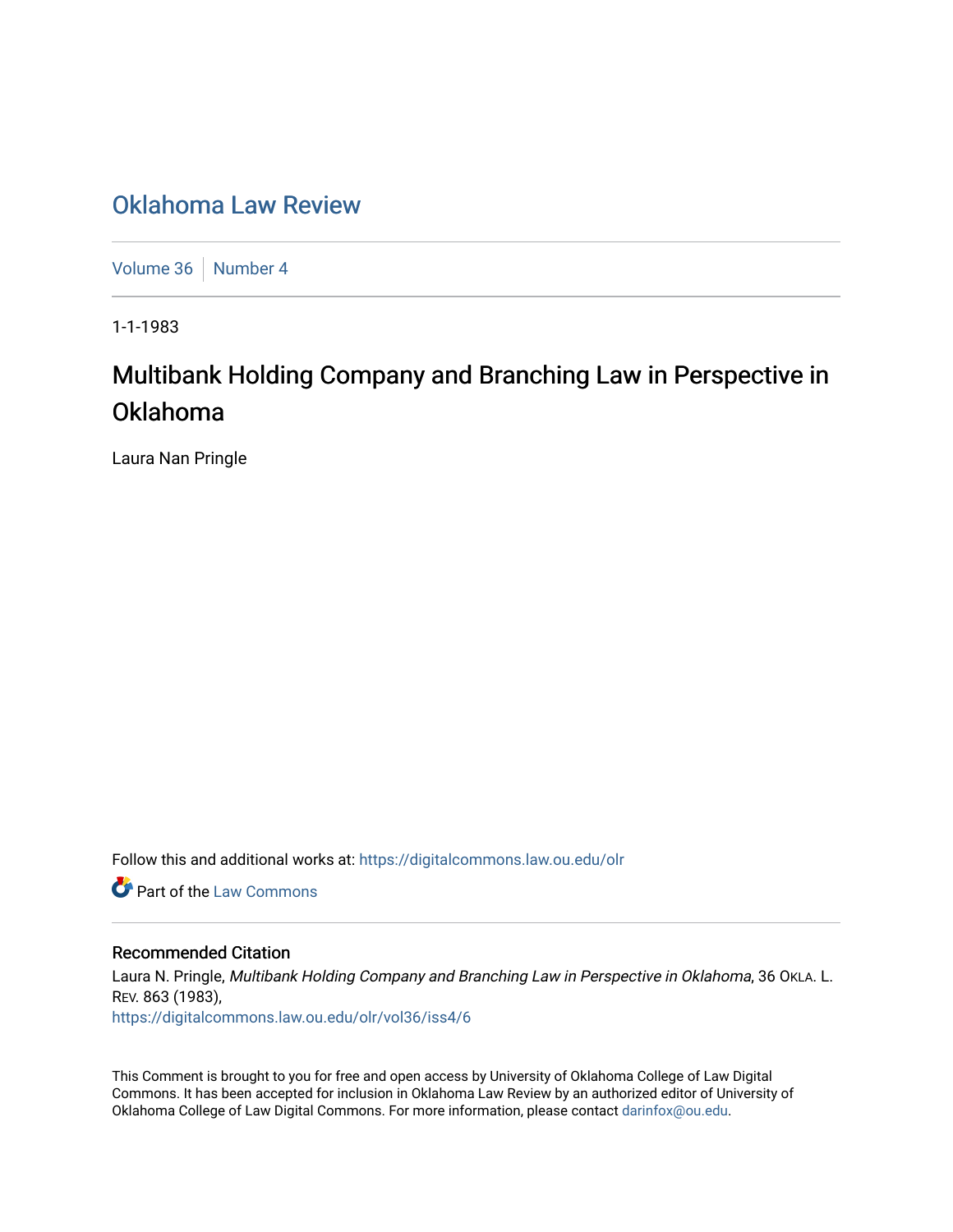# Oklahoma Law Review

Volume 36 | Number 4

1-1-1983

## Multibank Holding Company and Branching Law in Perspective in Oklahoma

Laura Nan Pringle

Follow this and additional works at: https://digitalcommons.law.ou.edu/olr

Part of the Law Commons

### Recommended Citation

Laura N. Pringle, *Multibank Holding Company and Branching Law in Perspective in Oklahoma*, 36 OKLA. L. REV. 863 (1983),
https://digitalcommons.law.ou.edu/olr/vol36/iss4/6

This Comment is brought to you for free and open access by University of Oklahoma College of Law Digital Commons. It has been accepted for inclusion in Oklahoma Law Review by an authorized editor of University of Oklahoma College of Law Digital Commons. For more information, please contact darinfox@ou.edu.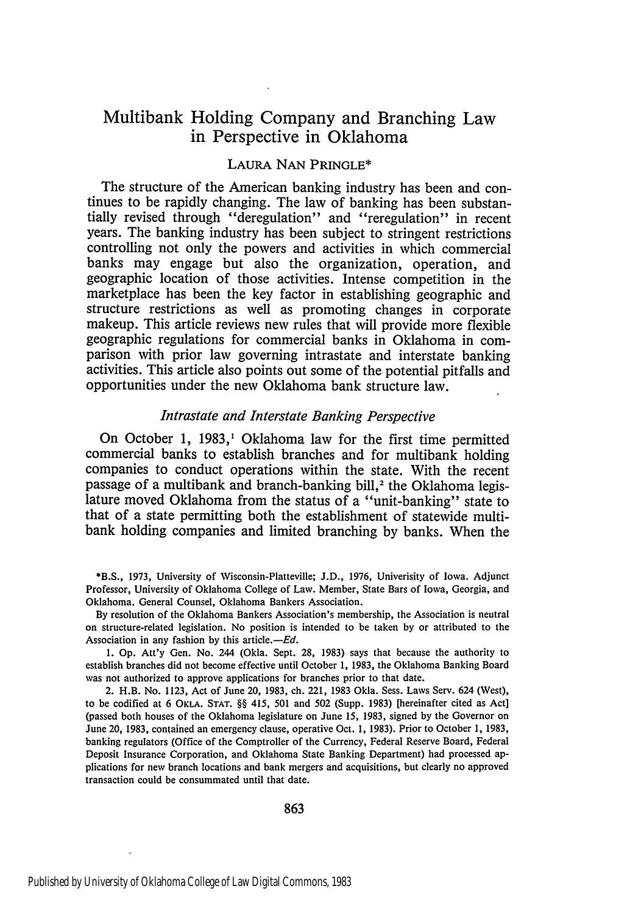# Multibank Holding Company and Branching Law in Perspective in Oklahoma

LAURA NAN PRINGLE*

The structure of the American banking industry has been and continues to be rapidly changing. The law of banking has been substantially revised through "deregulation" and "reregulation" in recent years. The banking industry has been subject to stringent restrictions controlling not only the powers and activities in which commercial banks may engage but also the organization, operation, and geographic location of those activities. Intense competition in the marketplace has been the key factor in establishing geographic and structure restrictions as well as promoting changes in corporate makeup. This article reviews new rules that will provide more flexible geographic regulations for commercial banks in Oklahoma in comparison with prior law governing intrastate and interstate banking activities. This article also points out some of the potential pitfalls and opportunities under the new Oklahoma bank structure law.

### *Intrastate and Interstate Banking Perspective*

On October 1, 1983,[1] Oklahoma law for the first time permitted commercial banks to establish branches and for multibank holding companies to conduct operations within the state. With the recent passage of a multibank and branch-banking bill,[2] the Oklahoma legislature moved Oklahoma from the status of a "unit-banking" state to that of a state permitting both the establishment of statewide multibank holding companies and limited branching by banks. When the

*B.S., 1973, University of Wisconsin-Platteville; J.D., 1976, Univerisity of Iowa. Adjunct Professor, University of Oklahoma College of Law. Member, State Bars of Iowa, Georgia, and Oklahoma. General Counsel, Oklahoma Bankers Association.

By resolution of the Oklahoma Bankers Association's membership, the Association is neutral on structure-related legislation. No position is intended to be taken by or attributed to the Association in any fashion by this article.—*Ed.*

1. Op. Att'y Gen. No. 244 (Okla. Sept. 28, 1983) says that because the authority to establish branches did not become effective until October 1, 1983, the Oklahoma Banking Board was not authorized to approve applications for branches prior to that date.

2. H.B. No. 1123, Act of June 20, 1983, ch. 221, 1983 Okla. Sess. Laws Serv. 624 (West), to be codified at 6 OKLA. STAT. §§ 415, 501 and 502 (Supp. 1983) [hereinafter cited as Act] (passed both houses of the Oklahoma legislature on June 15, 1983, signed by the Governor on June 20, 1983, contained an emergency clause, operative Oct. 1, 1983). Prior to October 1, 1983, banking regulators (Office of the Comptroller of the Currency, Federal Reserve Board, Federal Deposit Insurance Corporation, and Oklahoma State Banking Department) had processed applications for new branch locations and bank mergers and acquisitions, but clearly no approved transaction could be consummated until that date.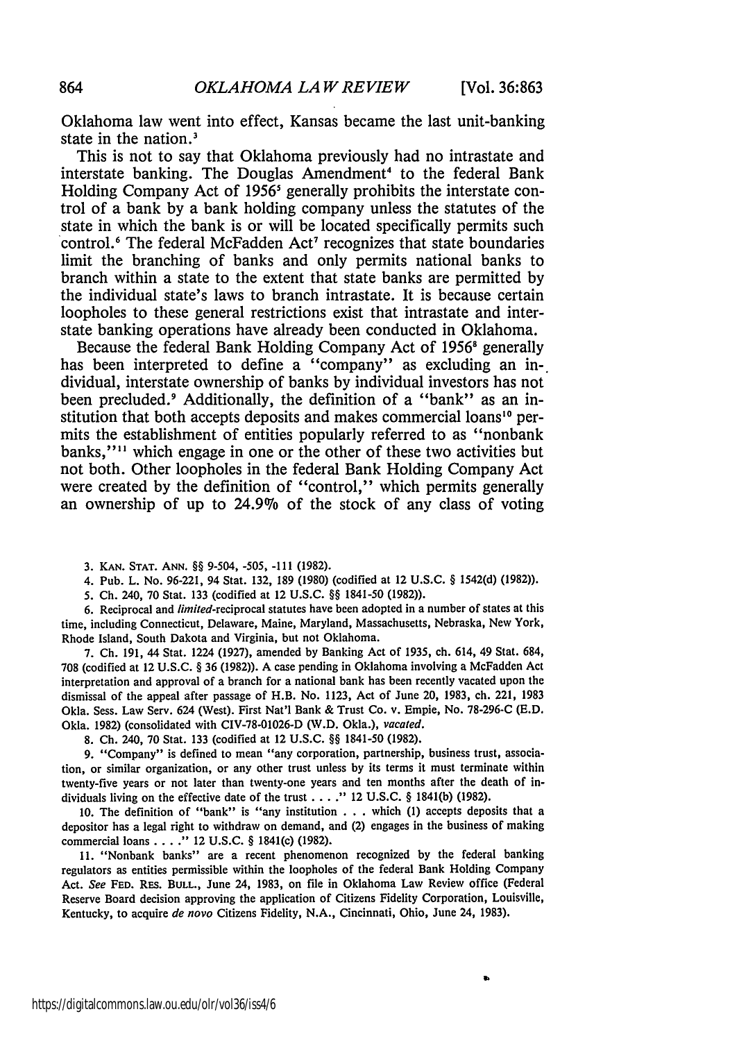Oklahoma law went into effect, Kansas became the last unit-banking state in the nation.[3]

This is not to say that Oklahoma previously had no intrastate and interstate banking. The Douglas Amendment[4] to the federal Bank Holding Company Act of 1956[5] generally prohibits the interstate control of a bank by a bank holding company unless the statutes of the state in which the bank is or will be located specifically permits such control.[6] The federal McFadden Act[7] recognizes that state boundaries limit the branching of banks and only permits national banks to branch within a state to the extent that state banks are permitted by the individual state's laws to branch intrastate. It is because certain loopholes to these general restrictions exist that intrastate and interstate banking operations have already been conducted in Oklahoma.

Because the federal Bank Holding Company Act of 1956[8] generally has been interpreted to define a "company" as excluding an individual, interstate ownership of banks by individual investors has not been precluded.[9] Additionally, the definition of a "bank" as an institution that both accepts deposits and makes commercial loans[10] permits the establishment of entities popularly referred to as "nonbank banks,"[11] which engage in one or the other of these two activities but not both. Other loopholes in the federal Bank Holding Company Act were created by the definition of "control," which permits generally an ownership of up to 24.9% of the stock of any class of voting

3. KAN. STAT. ANN. §§ 9-504, -505, -111 (1982).

4. Pub. L. No. 96-221, 94 Stat. 132, 189 (1980) (codified at 12 U.S.C. § 1542(d) (1982)).

5. Ch. 240, 70 Stat. 133 (codified at 12 U.S.C. §§ 1841-50 (1982)).

6. Reciprocal and *limited*-reciprocal statutes have been adopted in a number of states at this time, including Connecticut, Delaware, Maine, Maryland, Massachusetts, Nebraska, New York, Rhode Island, South Dakota and Virginia, but not Oklahoma.

7. Ch. 191, 44 Stat. 1224 (1927), amended by Banking Act of 1935, ch. 614, 49 Stat. 684, 708 (codified at 12 U.S.C. § 36 (1982)). A case pending in Oklahoma involving a McFadden Act interpretation and approval of a branch for a national bank has been recently vacated upon the dismissal of the appeal after passage of H.B. No. 1123, Act of June 20, 1983, ch. 221, 1983 Okla. Sess. Law Serv. 624 (West). First Nat'l Bank & Trust Co. v. Empie, No. 78-296-C (E.D. Okla. 1982) (consolidated with CIV-78-01026-D (W.D. Okla.), *vacated*.

8. Ch. 240, 70 Stat. 133 (codified at 12 U.S.C. §§ 1841-50 (1982).

9. "Company" is defined to mean "any corporation, partnership, business trust, association, or similar organization, or any other trust unless by its terms it must terminate within twenty-five years or not later than twenty-one years and ten months after the death of individuals living on the effective date of the trust . . . ." 12 U.S.C. § 1841(b) (1982).

10. The definition of "bank" is "any institution . . . which (1) accepts deposits that a depositor has a legal right to withdraw on demand, and (2) engages in the business of making commercial loans . . . ." 12 U.S.C. § 1841(c) (1982).

11. "Nonbank banks" are a recent phenomenon recognized by the federal banking regulators as entities permissible within the loopholes of the federal Bank Holding Company Act. *See* FED. RES. BULL., June 24, 1983, on file in Oklahoma Law Review office (Federal Reserve Board decision approving the application of Citizens Fidelity Corporation, Louisville, Kentucky, to acquire *de novo* Citizens Fidelity, N.A., Cincinnati, Ohio, June 24, 1983).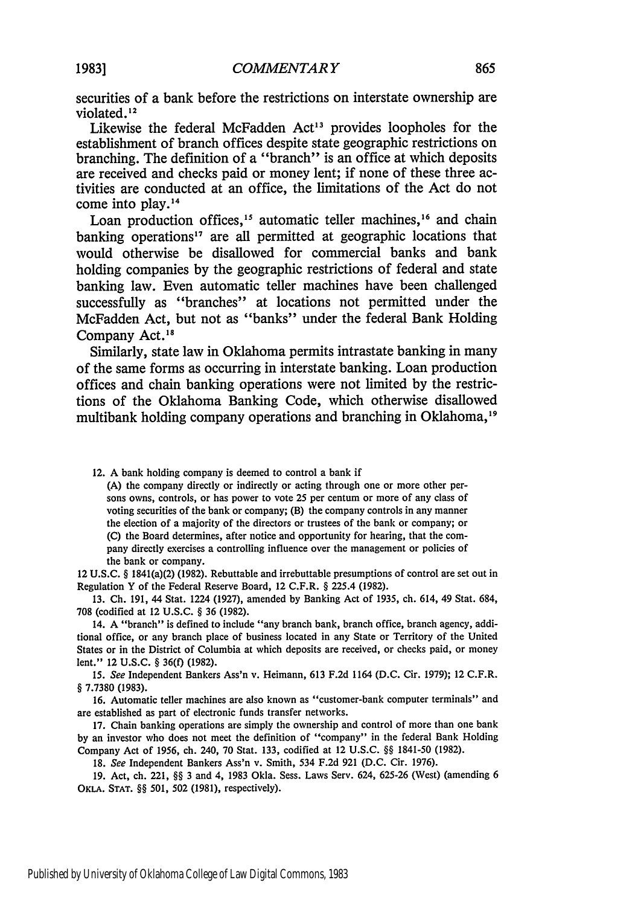securities of a bank before the restrictions on interstate ownership are violated.[12]

Likewise the federal McFadden Act[13] provides loopholes for the establishment of branch offices despite state geographic restrictions on branching. The definition of a "branch" is an office at which deposits are received and checks paid or money lent; if none of these three activities are conducted at an office, the limitations of the Act do not come into play.[14]

Loan production offices,[15] automatic teller machines,[16] and chain banking operations[17] are all permitted at geographic locations that would otherwise be disallowed for commercial banks and bank holding companies by the geographic restrictions of federal and state banking law. Even automatic teller machines have been challenged successfully as "branches" at locations not permitted under the McFadden Act, but not as "banks" under the federal Bank Holding Company Act.[18]

Similarly, state law in Oklahoma permits intrastate banking in many of the same forms as occurring in interstate banking. Loan production offices and chain banking operations were not limited by the restrictions of the Oklahoma Banking Code, which otherwise disallowed multibank holding company operations and branching in Oklahoma,[19]

---

12. A bank holding company is deemed to control a bank if

> (A) the company directly or indirectly or acting through one or more other persons owns, controls, or has power to vote 25 per centum or more of any class of voting securities of the bank or company; (B) the company controls in any manner the election of a majority of the directors or trustees of the bank or company; or (C) the Board determines, after notice and opportunity for hearing, that the company directly exercises a controlling influence over the management or policies of the bank or company.

12 U.S.C. § 1841(a)(2) (1982). Rebuttable and irrebuttable presumptions of control are set out in Regulation Y of the Federal Reserve Board, 12 C.F.R. § 225.4 (1982).

13. Ch. 191, 44 Stat. 1224 (1927), amended by Banking Act of 1935, ch. 614, 49 Stat. 684, 708 (codified at 12 U.S.C. § 36 (1982).

14. A "branch" is defined to include "any branch bank, branch office, branch agency, additional office, or any branch place of business located in any State or Territory of the United States or in the District of Columbia at which deposits are received, or checks paid, or money lent." 12 U.S.C. § 36(f) (1982).

15. *See* Independent Bankers Ass'n v. Heimann, 613 F.2d 1164 (D.C. Cir. 1979); 12 C.F.R. § 7.7380 (1983).

16. Automatic teller machines are also known as "customer-bank computer terminals" and are established as part of electronic funds transfer networks.

17. Chain banking operations are simply the ownership and control of more than one bank by an investor who does not meet the definition of "company" in the federal Bank Holding Company Act of 1956, ch. 240, 70 Stat. 133, codified at 12 U.S.C. §§ 1841-50 (1982).

18. *See* Independent Bankers Ass'n v. Smith, 534 F.2d 921 (D.C. Cir. 1976).

19. Act, ch. 221, §§ 3 and 4, 1983 Okla. Sess. Laws Serv. 624, 625-26 (West) (amending 6 OKLA. STAT. §§ 501, 502 (1981), respectively).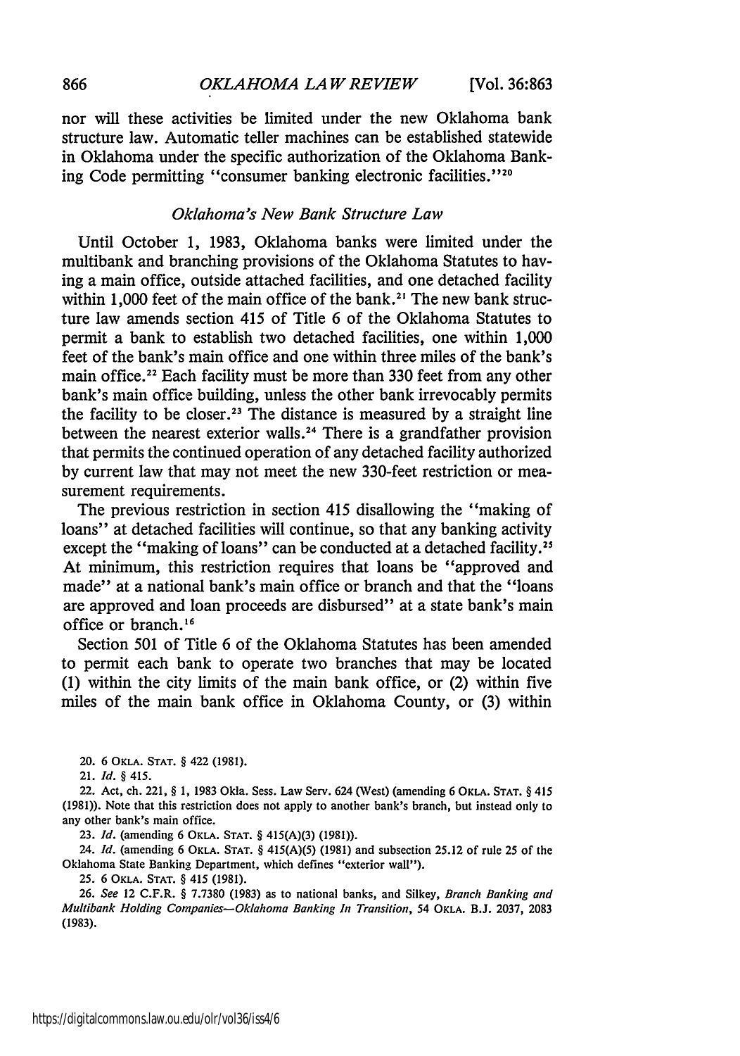nor will these activities be limited under the new Oklahoma bank structure law. Automatic teller machines can be established statewide in Oklahoma under the specific authorization of the Oklahoma Banking Code permitting "consumer banking electronic facilities."[20]

### *Oklahoma's New Bank Structure Law*

Until October 1, 1983, Oklahoma banks were limited under the multibank and branching provisions of the Oklahoma Statutes to having a main office, outside attached facilities, and one detached facility within 1,000 feet of the main office of the bank.[21] The new bank structure law amends section 415 of Title 6 of the Oklahoma Statutes to permit a bank to establish two detached facilities, one within 1,000 feet of the bank's main office and one within three miles of the bank's main office.[22] Each facility must be more than 330 feet from any other bank's main office building, unless the other bank irrevocably permits the facility to be closer.[23] The distance is measured by a straight line between the nearest exterior walls.[24] There is a grandfather provision that permits the continued operation of any detached facility authorized by current law that may not meet the new 330-feet restriction or measurement requirements.

The previous restriction in section 415 disallowing the "making of loans" at detached facilities will continue, so that any banking activity except the "making of loans" can be conducted at a detached facility.[25] At minimum, this restriction requires that loans be "approved and made" at a national bank's main office or branch and that the "loans are approved and loan proceeds are disbursed" at a state bank's main office or branch.[16]

Section 501 of Title 6 of the Oklahoma Statutes has been amended to permit each bank to operate two branches that may be located (1) within the city limits of the main bank office, or (2) within five miles of the main bank office in Oklahoma County, or (3) within

20. 6 OKLA. STAT. § 422 (1981).

21. *Id.* § 415.

22. Act, ch. 221, § 1, 1983 Okla. Sess. Law Serv. 624 (West) (amending 6 OKLA. STAT. § 415 (1981)). Note that this restriction does not apply to another bank's branch, but instead only to any other bank's main office.

23. *Id.* (amending 6 OKLA. STAT. § 415(A)(3) (1981)).

24. *Id.* (amending 6 OKLA. STAT. § 415(A)(5) (1981) and subsection 25.12 of rule 25 of the Oklahoma State Banking Department, which defines "exterior wall").

25. 6 OKLA. STAT. § 415 (1981).

26. *See* 12 C.F.R. § 7.7380 (1983) as to national banks, and Silkey, *Branch Banking and Multibank Holding Companies—Oklahoma Banking In Transition*, 54 OKLA. B.J. 2037, 2083 (1983).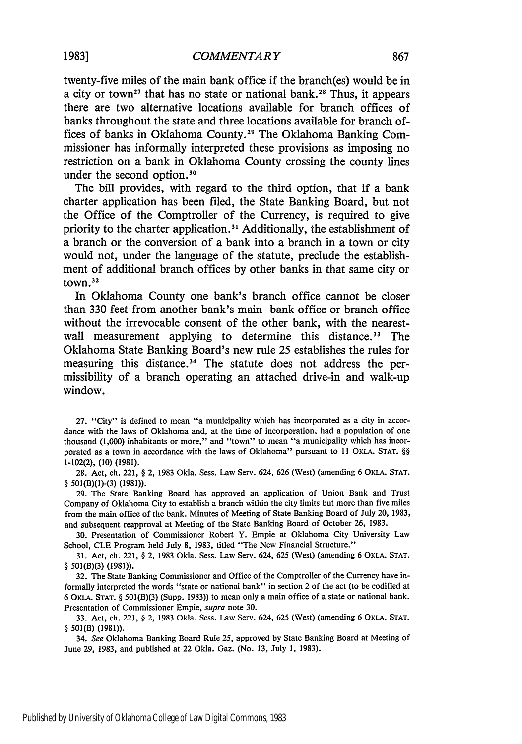twenty-five miles of the main bank office if the branch(es) would be in a city or town[27] that has no state or national bank.[28] Thus, it appears there are two alternative locations available for branch offices of banks throughout the state and three locations available for branch offices of banks in Oklahoma County.[29] The Oklahoma Banking Commissioner has informally interpreted these provisions as imposing no restriction on a bank in Oklahoma County crossing the county lines under the second option.[30]

The bill provides, with regard to the third option, that if a bank charter application has been filed, the State Banking Board, but not the Office of the Comptroller of the Currency, is required to give priority to the charter application.[31] Additionally, the establishment of a branch or the conversion of a bank into a branch in a town or city would not, under the language of the statute, preclude the establishment of additional branch offices by other banks in that same city or town.[32]

In Oklahoma County one bank's branch office cannot be closer than 330 feet from another bank's main bank office or branch office without the irrevocable consent of the other bank, with the nearest-wall measurement applying to determine this distance.[33] The Oklahoma State Banking Board's new rule 25 establishes the rules for measuring this distance.[34] The statute does not address the permissibility of a branch operating an attached drive-in and walk-up window.

27. "City" is defined to mean "a municipality which has incorporated as a city in accordance with the laws of Oklahoma and, at the time of incorporation, had a population of one thousand (1,000) inhabitants or more," and "town" to mean "a municipality which has incorporated as a town in accordance with the laws of Oklahoma" pursuant to 11 OKLA. STAT. §§ 1-102(2), (10) (1981).

28. Act, ch. 221, § 2, 1983 Okla. Sess. Law Serv. 624, 626 (West) (amending 6 OKLA. STAT. § 501(B)(1)-(3) (1981)).

29. The State Banking Board has approved an application of Union Bank and Trust Company of Oklahoma City to establish a branch within the city limits but more than five miles from the main office of the bank. Minutes of Meeting of State Banking Board of July 20, 1983, and subsequent reapproval at Meeting of the State Banking Board of October 26, 1983.

30. Presentation of Commissioner Robert Y. Empie at Oklahoma City University Law School, CLE Program held July 8, 1983, titled "The New Financial Structure."

31. Act, ch. 221, § 2, 1983 Okla. Sess. Law Serv. 624, 625 (West) (amending 6 OKLA. STAT. § 501(B)(3) (1981)).

32. The State Banking Commissioner and Office of the Comptroller of the Currency have informally interpreted the words "state or national bank" in section 2 of the act (to be codified at 6 OKLA. STAT. § 501(B)(3) (Supp. 1983)) to mean only a main office of a state or national bank. Presentation of Commissioner Empie, *supra* note 30.

33. Act, ch. 221, § 2, 1983 Okla. Sess. Law Serv. 624, 625 (West) (amending 6 OKLA. STAT. § 501(B) (1981)).

34. *See* Oklahoma Banking Board Rule 25, approved by State Banking Board at Meeting of June 29, 1983, and published at 22 Okla. Gaz. (No. 13, July 1, 1983).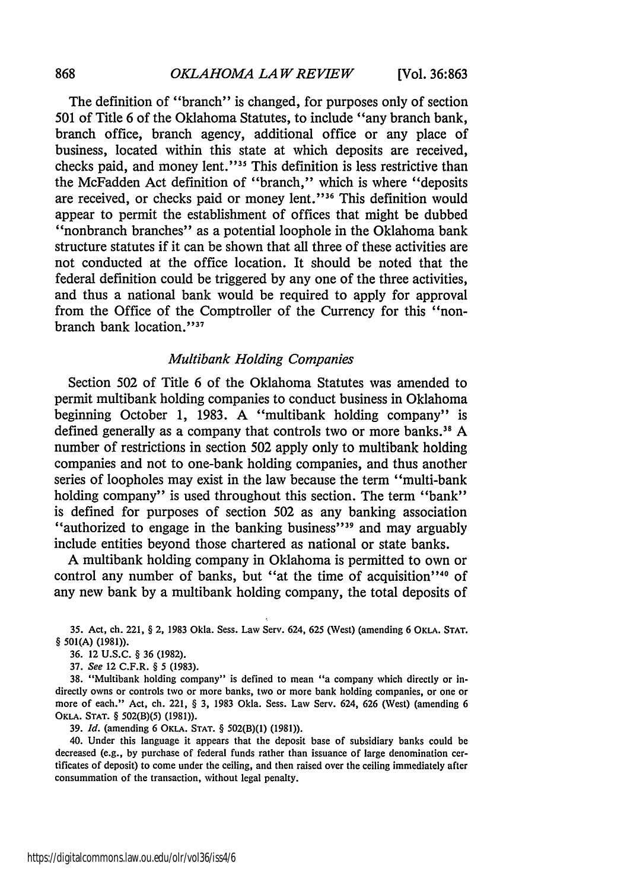The definition of "branch" is changed, for purposes only of section 501 of Title 6 of the Oklahoma Statutes, to include "any branch bank, branch office, branch agency, additional office or any place of business, located within this state at which deposits are received, checks paid, and money lent."[35] This definition is less restrictive than the McFadden Act definition of "branch," which is where "deposits are received, or checks paid or money lent."[36] This definition would appear to permit the establishment of offices that might be dubbed "nonbranch branches" as a potential loophole in the Oklahoma bank structure statutes if it can be shown that all three of these activities are not conducted at the office location. It should be noted that the federal definition could be triggered by any one of the three activities, and thus a national bank would be required to apply for approval from the Office of the Comptroller of the Currency for this "non-branch bank location."[37]

### *Multibank Holding Companies*

Section 502 of Title 6 of the Oklahoma Statutes was amended to permit multibank holding companies to conduct business in Oklahoma beginning October 1, 1983. A "multibank holding company" is defined generally as a company that controls two or more banks.[38] A number of restrictions in section 502 apply only to multibank holding companies and not to one-bank holding companies, and thus another series of loopholes may exist in the law because the term "multi-bank holding company" is used throughout this section. The term "bank" is defined for purposes of section 502 as any banking association "authorized to engage in the banking business"[39] and may arguably include entities beyond those chartered as national or state banks.

A multibank holding company in Oklahoma is permitted to own or control any number of banks, but "at the time of acquisition"[40] of any new bank by a multibank holding company, the total deposits of

35. Act, ch. 221, § 2, 1983 Okla. Sess. Law Serv. 624, 625 (West) (amending 6 OKLA. STAT. § 501(A) (1981)).

36. 12 U.S.C. § 36 (1982).

37. *See* 12 C.F.R. § 5 (1983).

38. "Multibank holding company" is defined to mean "a company which directly or indirectly owns or controls two or more banks, two or more bank holding companies, or one or more of each." Act, ch. 221, § 3, 1983 Okla. Sess. Law Serv. 624, 626 (West) (amending 6 OKLA. STAT. § 502(B)(5) (1981)).

39. *Id.* (amending 6 OKLA. STAT. § 502(B)(1) (1981)).

40. Under this language it appears that the deposit base of subsidiary banks could be decreased (e.g., by purchase of federal funds rather than issuance of large denomination certificates of deposit) to come under the ceiling, and then raised over the ceiling immediately after consummation of the transaction, without legal penalty.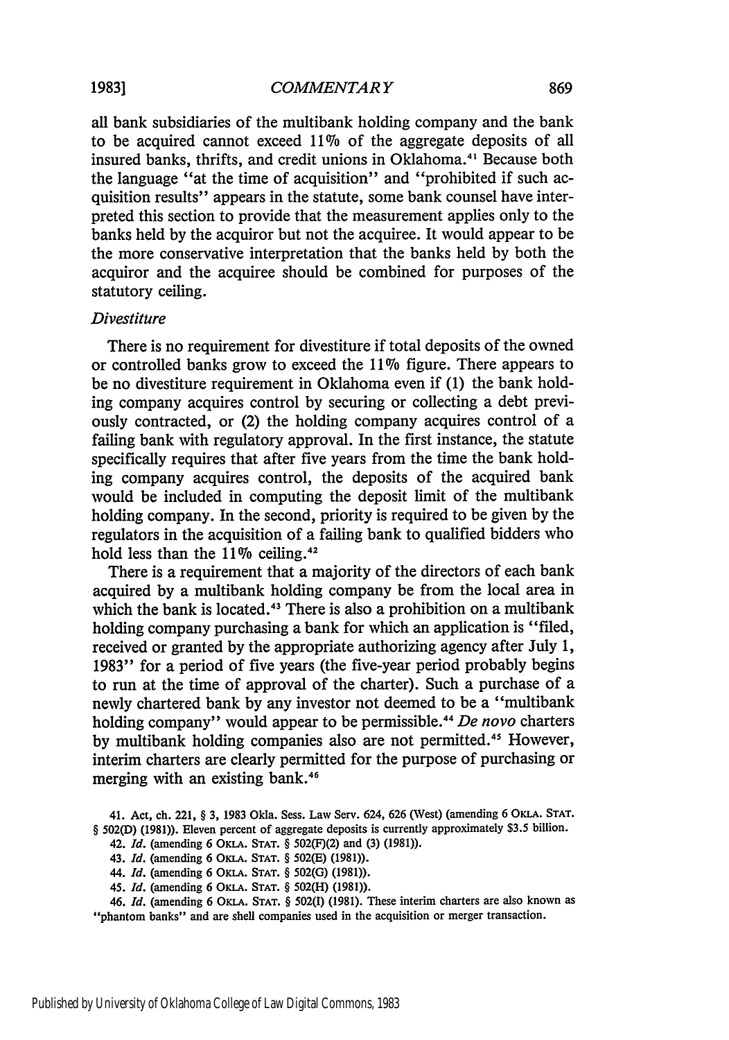all bank subsidiaries of the multibank holding company and the bank to be acquired cannot exceed 11% of the aggregate deposits of all insured banks, thrifts, and credit unions in Oklahoma.[41] Because both the language "at the time of acquisition" and "prohibited if such acquisition results" appears in the statute, some bank counsel have interpreted this section to provide that the measurement applies only to the banks held by the acquiror but not the acquiree. It would appear to be the more conservative interpretation that the banks held by both the acquiror and the acquiree should be combined for purposes of the statutory ceiling.

*Divestiture*

There is no requirement for divestiture if total deposits of the owned or controlled banks grow to exceed the 11% figure. There appears to be no divestiture requirement in Oklahoma even if (1) the bank holding company acquires control by securing or collecting a debt previously contracted, or (2) the holding company acquires control of a failing bank with regulatory approval. In the first instance, the statute specifically requires that after five years from the time the bank holding company acquires control, the deposits of the acquired bank would be included in computing the deposit limit of the multibank holding company. In the second, priority is required to be given by the regulators in the acquisition of a failing bank to qualified bidders who hold less than the 11% ceiling.[42]

There is a requirement that a majority of the directors of each bank acquired by a multibank holding company be from the local area in which the bank is located.[43] There is also a prohibition on a multibank holding company purchasing a bank for which an application is "filed, received or granted by the appropriate authorizing agency after July 1, 1983" for a period of five years (the five-year period probably begins to run at the time of approval of the charter). Such a purchase of a newly chartered bank by any investor not deemed to be a "multibank holding company" would appear to be permissible.[44] *De novo* charters by multibank holding companies also are not permitted.[45] However, interim charters are clearly permitted for the purpose of purchasing or merging with an existing bank.[46]

41. Act, ch. 221, § 3, 1983 Okla. Sess. Law Serv. 624, 626 (West) (amending 6 OKLA. STAT. § 502(D) (1981)). Eleven percent of aggregate deposits is currently approximately $3.5 billion.

42. *Id.* (amending 6 OKLA. STAT. § 502(F)(2) and (3) (1981)).

43. *Id.* (amending 6 OKLA. STAT. § 502(E) (1981)).

44. *Id.* (amending 6 OKLA. STAT. § 502(G) (1981)).

45. *Id.* (amending 6 OKLA. STAT. § 502(H) (1981)).

46. *Id.* (amending 6 OKLA. STAT. § 502(I) (1981). These interim charters are also known as "phantom banks" and are shell companies used in the acquisition or merger transaction.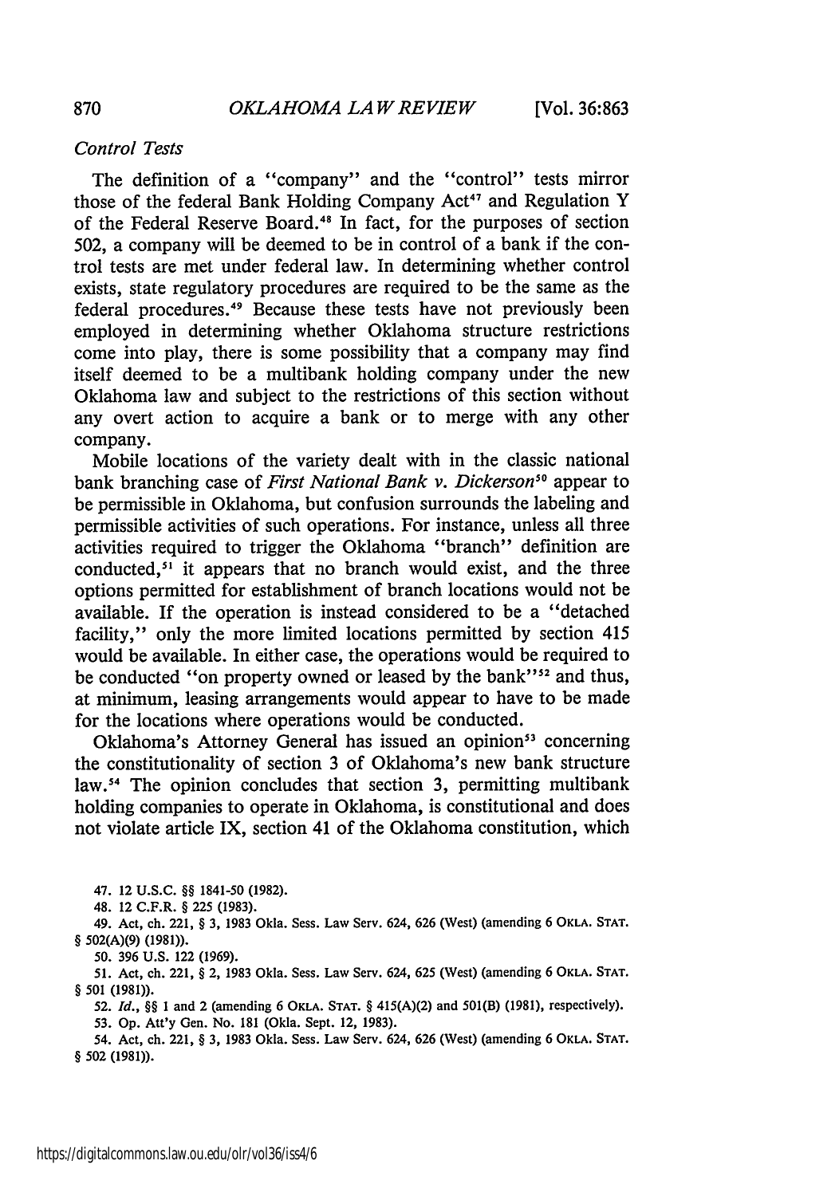*Control Tests*

The definition of a "company" and the "control" tests mirror those of the federal Bank Holding Company Act[47] and Regulation Y of the Federal Reserve Board.[48] In fact, for the purposes of section 502, a company will be deemed to be in control of a bank if the control tests are met under federal law. In determining whether control exists, state regulatory procedures are required to be the same as the federal procedures.[49] Because these tests have not previously been employed in determining whether Oklahoma structure restrictions come into play, there is some possibility that a company may find itself deemed to be a multibank holding company under the new Oklahoma law and subject to the restrictions of this section without any overt action to acquire a bank or to merge with any other company.

Mobile locations of the variety dealt with in the classic national bank branching case of *First National Bank v. Dickerson*[50] appear to be permissible in Oklahoma, but confusion surrounds the labeling and permissible activities of such operations. For instance, unless all three activities required to trigger the Oklahoma "branch" definition are conducted,[51] it appears that no branch would exist, and the three options permitted for establishment of branch locations would not be available. If the operation is instead considered to be a "detached facility," only the more limited locations permitted by section 415 would be available. In either case, the operations would be required to be conducted "on property owned or leased by the bank"[52] and thus, at minimum, leasing arrangements would appear to have to be made for the locations where operations would be conducted.

Oklahoma's Attorney General has issued an opinion[53] concerning the constitutionality of section 3 of Oklahoma's new bank structure law.[54] The opinion concludes that section 3, permitting multibank holding companies to operate in Oklahoma, is constitutional and does not violate article IX, section 41 of the Oklahoma constitution, which

47. 12 U.S.C. §§ 1841-50 (1982).

48. 12 C.F.R. § 225 (1983).

49. Act, ch. 221, § 3, 1983 Okla. Sess. Law Serv. 624, 626 (West) (amending 6 OKLA. STAT. § 502(A)(9) (1981)).

50. 396 U.S. 122 (1969).

51. Act, ch. 221, § 2, 1983 Okla. Sess. Law Serv. 624, 625 (West) (amending 6 OKLA. STAT. § 501 (1981)).

52. *Id.*, §§ 1 and 2 (amending 6 OKLA. STAT. § 415(A)(2) and 501(B) (1981), respectively).

53. Op. Att'y Gen. No. 181 (Okla. Sept. 12, 1983).

54. Act, ch. 221, § 3, 1983 Okla. Sess. Law Serv. 624, 626 (West) (amending 6 OKLA. STAT. § 502 (1981)).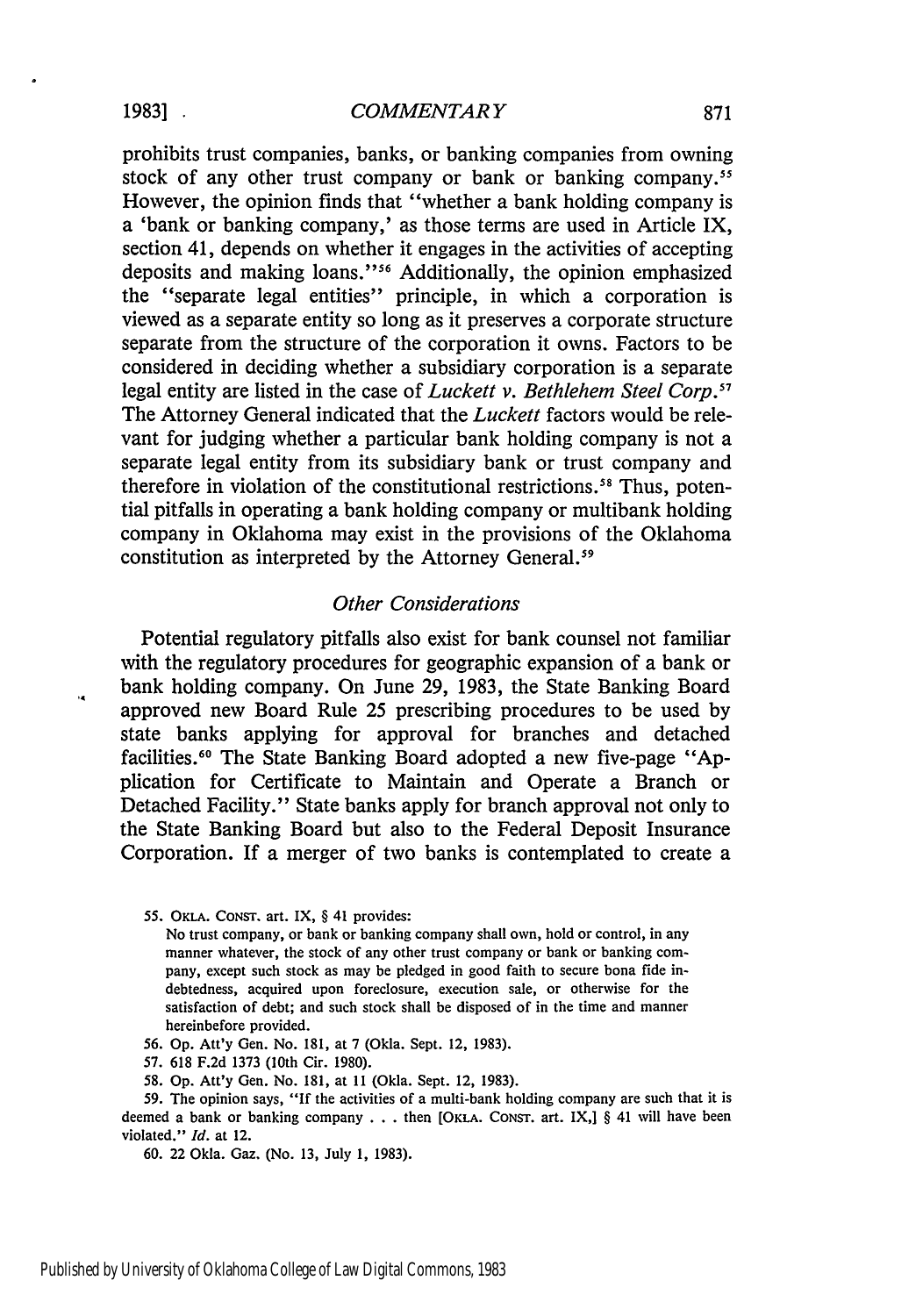prohibits trust companies, banks, or banking companies from owning stock of any other trust company or bank or banking company.[55] However, the opinion finds that "whether a bank holding company is a 'bank or banking company,' as those terms are used in Article IX, section 41, depends on whether it engages in the activities of accepting deposits and making loans."[56] Additionally, the opinion emphasized the "separate legal entities" principle, in which a corporation is viewed as a separate entity so long as it preserves a corporate structure separate from the structure of the corporation it owns. Factors to be considered in deciding whether a subsidiary corporation is a separate legal entity are listed in the case of *Luckett v. Bethlehem Steel Corp.*[57] The Attorney General indicated that the *Luckett* factors would be relevant for judging whether a particular bank holding company is not a separate legal entity from its subsidiary bank or trust company and therefore in violation of the constitutional restrictions.[58] Thus, potential pitfalls in operating a bank holding company or multibank holding company in Oklahoma may exist in the provisions of the Oklahoma constitution as interpreted by the Attorney General.[59]

### *Other Considerations*

Potential regulatory pitfalls also exist for bank counsel not familiar with the regulatory procedures for geographic expansion of a bank or bank holding company. On June 29, 1983, the State Banking Board approved new Board Rule 25 prescribing procedures to be used by state banks applying for approval for branches and detached facilities.[60] The State Banking Board adopted a new five-page "Application for Certificate to Maintain and Operate a Branch or Detached Facility." State banks apply for branch approval not only to the State Banking Board but also to the Federal Deposit Insurance Corporation. If a merger of two banks is contemplated to create a

---

55. OKLA. CONST. art. IX, § 41 provides:

> No trust company, or bank or banking company shall own, hold or control, in any manner whatever, the stock of any other trust company or bank or banking company, except such stock as may be pledged in good faith to secure bona fide indebtedness, acquired upon foreclosure, execution sale, or otherwise for the satisfaction of debt; and such stock shall be disposed of in the time and manner hereinbefore provided.

56. Op. Att'y Gen. No. 181, at 7 (Okla. Sept. 12, 1983).

57. 618 F.2d 1373 (10th Cir. 1980).

58. Op. Att'y Gen. No. 181, at 11 (Okla. Sept. 12, 1983).

59. The opinion says, "If the activities of a multi-bank holding company are such that it is deemed a bank or banking company . . . then [OKLA. CONST. art. IX,] § 41 will have been violated." *Id.* at 12.

60. 22 Okla. Gaz. (No. 13, July 1, 1983).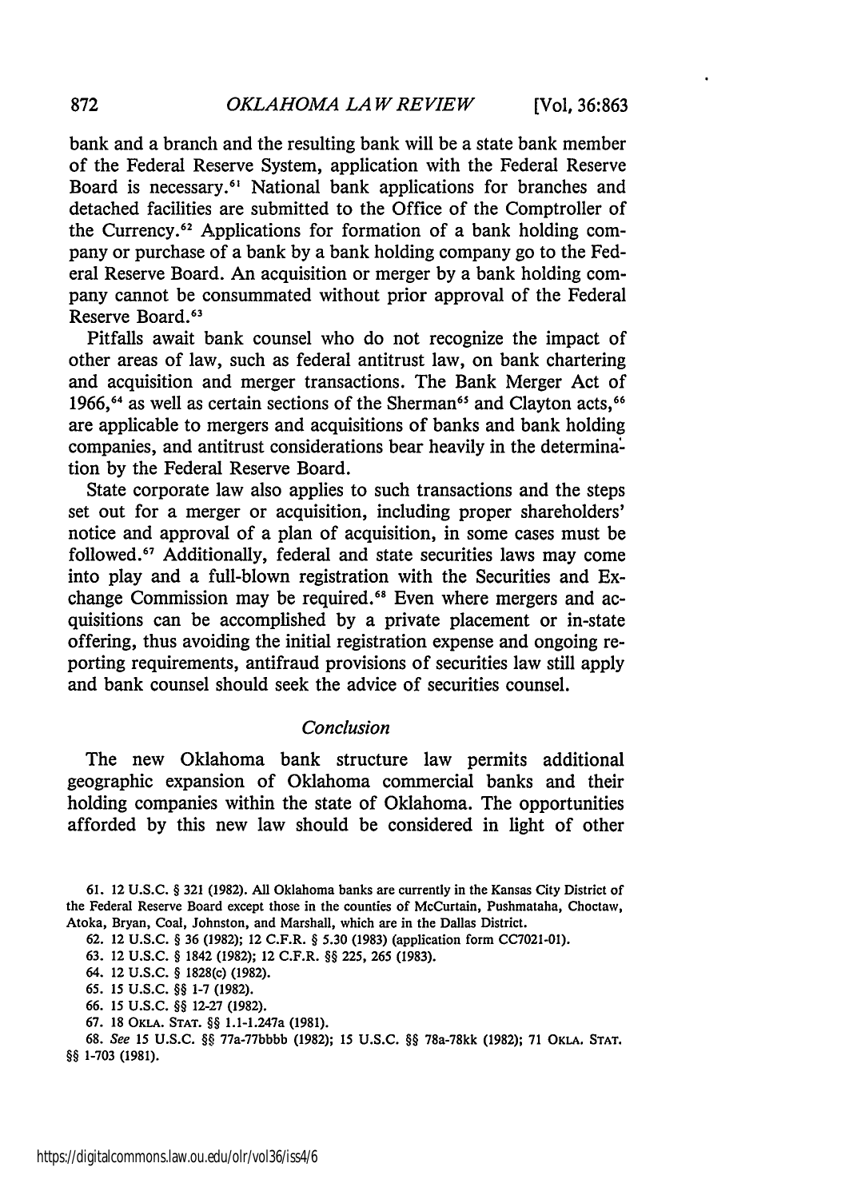bank and a branch and the resulting bank will be a state bank member of the Federal Reserve System, application with the Federal Reserve Board is necessary.[61] National bank applications for branches and detached facilities are submitted to the Office of the Comptroller of the Currency.[62] Applications for formation of a bank holding company or purchase of a bank by a bank holding company go to the Federal Reserve Board. An acquisition or merger by a bank holding company cannot be consummated without prior approval of the Federal Reserve Board.[63]

Pitfalls await bank counsel who do not recognize the impact of other areas of law, such as federal antitrust law, on bank chartering and acquisition and merger transactions. The Bank Merger Act of 1966,[64] as well as certain sections of the Sherman[65] and Clayton acts,[66] are applicable to mergers and acquisitions of banks and bank holding companies, and antitrust considerations bear heavily in the determination by the Federal Reserve Board.

State corporate law also applies to such transactions and the steps set out for a merger or acquisition, including proper shareholders' notice and approval of a plan of acquisition, in some cases must be followed.[67] Additionally, federal and state securities laws may come into play and a full-blown registration with the Securities and Exchange Commission may be required.[68] Even where mergers and acquisitions can be accomplished by a private placement or in-state offering, thus avoiding the initial registration expense and ongoing reporting requirements, antifraud provisions of securities law still apply and bank counsel should seek the advice of securities counsel.

### *Conclusion*

The new Oklahoma bank structure law permits additional geographic expansion of Oklahoma commercial banks and their holding companies within the state of Oklahoma. The opportunities afforded by this new law should be considered in light of other

---

61. 12 U.S.C. § 321 (1982). All Oklahoma banks are currently in the Kansas City District of the Federal Reserve Board except those in the counties of McCurtain, Pushmataha, Choctaw, Atoka, Bryan, Coal, Johnston, and Marshall, which are in the Dallas District.

62. 12 U.S.C. § 36 (1982); 12 C.F.R. § 5.30 (1983) (application form CC7021-01).

63. 12 U.S.C. § 1842 (1982); 12 C.F.R. §§ 225, 265 (1983).

64. 12 U.S.C. § 1828(c) (1982).

65. 15 U.S.C. §§ 1-7 (1982).

66. 15 U.S.C. §§ 12-27 (1982).

67. 18 OKLA. STAT. §§ 1.1-1.247a (1981).

68. *See* 15 U.S.C. §§ 77a-77bbbb (1982); 15 U.S.C. §§ 78a-78kk (1982); 71 OKLA. STAT. §§ 1-703 (1981).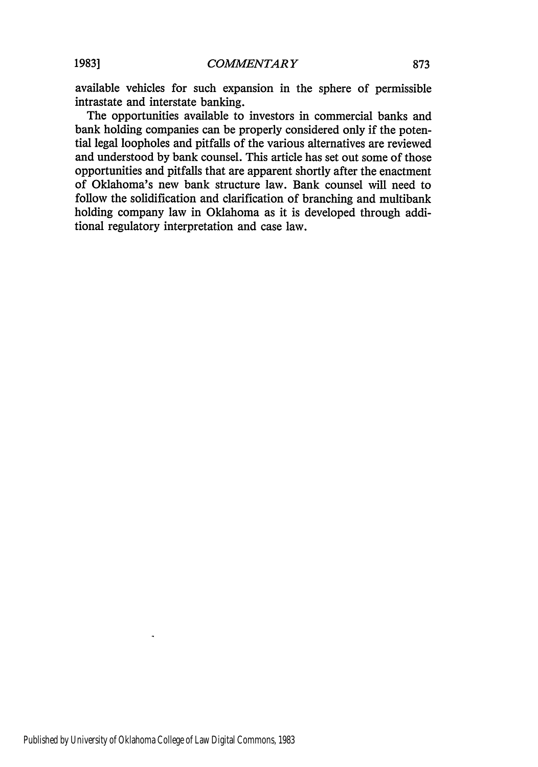available vehicles for such expansion in the sphere of permissible intrastate and interstate banking.

The opportunities available to investors in commercial banks and bank holding companies can be properly considered only if the potential legal loopholes and pitfalls of the various alternatives are reviewed and understood by bank counsel. This article has set out some of those opportunities and pitfalls that are apparent shortly after the enactment of Oklahoma's new bank structure law. Bank counsel will need to follow the solidification and clarification of branching and multibank holding company law in Oklahoma as it is developed through additional regulatory interpretation and case law.